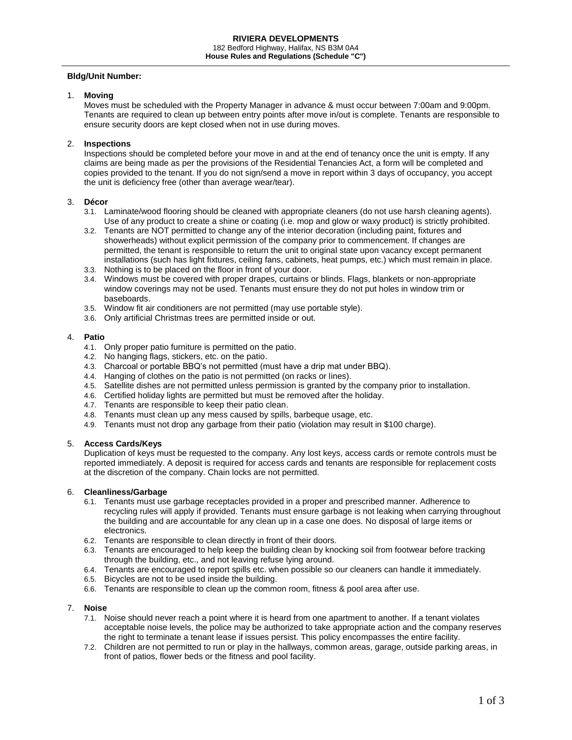**RIVIERA DEVELOPMENTS**
182 Bedford Highway, Halifax, NS B3M 0A4
**House Rules and Regulations (Schedule "C")**

---

**Bldg/Unit Number:**

1. **Moving**
   Moves must be scheduled with the Property Manager in advance & must occur between 7:00am and 9:00pm. Tenants are required to clean up between entry points after move in/out is complete. Tenants are responsible to ensure security doors are kept closed when not in use during moves.

2. **Inspections**
   Inspections should be completed before your move in and at the end of tenancy once the unit is empty. If any claims are being made as per the provisions of the Residential Tenancies Act, a form will be completed and copies provided to the tenant. If you do not sign/send a move in report within 3 days of occupancy, you accept the unit is deficiency free (other than average wear/tear).

3. **Décor**
   3.1. Laminate/wood flooring should be cleaned with appropriate cleaners (do not use harsh cleaning agents). Use of any product to create a shine or coating (i.e. mop and glow or waxy product) is strictly prohibited.
   3.2. Tenants are NOT permitted to change any of the interior decoration (including paint, fixtures and showerheads) without explicit permission of the company prior to commencement. If changes are permitted, the tenant is responsible to return the unit to original state upon vacancy except permanent installations (such has light fixtures, ceiling fans, cabinets, heat pumps, etc.) which must remain in place.
   3.3. Nothing is to be placed on the floor in front of your door.
   3.4. Windows must be covered with proper drapes, curtains or blinds. Flags, blankets or non-appropriate window coverings may not be used. Tenants must ensure they do not put holes in window trim or baseboards.
   3.5. Window fit air conditioners are not permitted (may use portable style).
   3.6. Only artificial Christmas trees are permitted inside or out.

4. **Patio**
   4.1. Only proper patio furniture is permitted on the patio.
   4.2. No hanging flags, stickers, etc. on the patio.
   4.3. Charcoal or portable BBQ's not permitted (must have a drip mat under BBQ).
   4.4. Hanging of clothes on the patio is not permitted (on racks or lines).
   4.5. Satellite dishes are not permitted unless permission is granted by the company prior to installation.
   4.6. Certified holiday lights are permitted but must be removed after the holiday.
   4.7. Tenants are responsible to keep their patio clean.
   4.8. Tenants must clean up any mess caused by spills, barbeque usage, etc.
   4.9. Tenants must not drop any garbage from their patio (violation may result in $100 charge).

5. **Access Cards/Keys**
   Duplication of keys must be requested to the company. Any lost keys, access cards or remote controls must be reported immediately. A deposit is required for access cards and tenants are responsible for replacement costs at the discretion of the company. Chain locks are not permitted.

6. **Cleanliness/Garbage**
   6.1. Tenants must use garbage receptacles provided in a proper and prescribed manner. Adherence to recycling rules will apply if provided. Tenants must ensure garbage is not leaking when carrying throughout the building and are accountable for any clean up in a case one does. No disposal of large items or electronics.
   6.2. Tenants are responsible to clean directly in front of their doors.
   6.3. Tenants are encouraged to help keep the building clean by knocking soil from footwear before tracking through the building, etc., and not leaving refuse lying around.
   6.4. Tenants are encouraged to report spills etc. when possible so our cleaners can handle it immediately.
   6.5. Bicycles are not to be used inside the building.
   6.6. Tenants are responsible to clean up the common room, fitness & pool area after use.

7. **Noise**
   7.1. Noise should never reach a point where it is heard from one apartment to another. If a tenant violates acceptable noise levels, the police may be authorized to take appropriate action and the company reserves the right to terminate a tenant lease if issues persist. This policy encompasses the entire facility.
   7.2. Children are not permitted to run or play in the hallways, common areas, garage, outside parking areas, in front of patios, flower beds or the fitness and pool facility.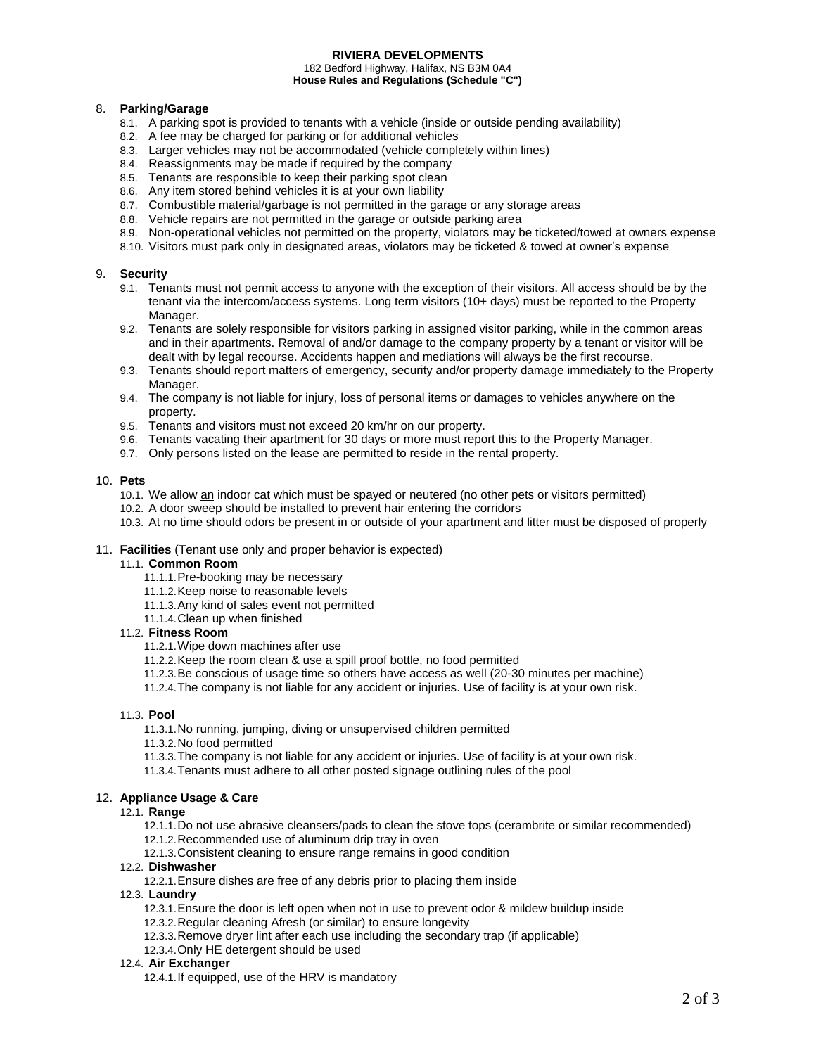8. **Parking/Garage**
    - 8.1. A parking spot is provided to tenants with a vehicle (inside or outside pending availability)
    - 8.2. A fee may be charged for parking or for additional vehicles
    - 8.3. Larger vehicles may not be accommodated (vehicle completely within lines)
    - 8.4. Reassignments may be made if required by the company
    - 8.5. Tenants are responsible to keep their parking spot clean
    - 8.6. Any item stored behind vehicles it is at your own liability
    - 8.7. Combustible material/garbage is not permitted in the garage or any storage areas
    - 8.8. Vehicle repairs are not permitted in the garage or outside parking area
    - 8.9. Non-operational vehicles not permitted on the property, violators may be ticketed/towed at owners expense
    - 8.10. Visitors must park only in designated areas, violators may be ticketed & towed at owner's expense

9. **Security**
    - 9.1. Tenants must not permit access to anyone with the exception of their visitors. All access should be by the tenant via the intercom/access systems. Long term visitors (10+ days) must be reported to the Property Manager.
    - 9.2. Tenants are solely responsible for visitors parking in assigned visitor parking, while in the common areas and in their apartments. Removal of and/or damage to the company property by a tenant or visitor will be dealt with by legal recourse. Accidents happen and mediations will always be the first recourse.
    - 9.3. Tenants should report matters of emergency, security and/or property damage immediately to the Property Manager.
    - 9.4. The company is not liable for injury, loss of personal items or damages to vehicles anywhere on the property.
    - 9.5. Tenants and visitors must not exceed 20 km/hr on our property.
    - 9.6. Tenants vacating their apartment for 30 days or more must report this to the Property Manager.
    - 9.7. Only persons listed on the lease are permitted to reside in the rental property.

10. **Pets**
    - 10.1. We allow <u>an</u> indoor cat which must be spayed or neutered (no other pets or visitors permitted)
    - 10.2. A door sweep should be installed to prevent hair entering the corridors
    - 10.3. At no time should odors be present in or outside of your apartment and litter must be disposed of properly

11. **Facilities** (Tenant use only and proper behavior is expected)
    - 11.1. **Common Room**
        - 11.1.1. Pre-booking may be necessary
        - 11.1.2. Keep noise to reasonable levels
        - 11.1.3. Any kind of sales event not permitted
        - 11.1.4. Clean up when finished
    - 11.2. **Fitness Room**
        - 11.2.1. Wipe down machines after use
        - 11.2.2. Keep the room clean & use a spill proof bottle, no food permitted
        - 11.2.3. Be conscious of usage time so others have access as well (20-30 minutes per machine)
        - 11.2.4. The company is not liable for any accident or injuries. Use of facility is at your own risk.
    - 11.3. **Pool**
        - 11.3.1. No running, jumping, diving or unsupervised children permitted
        - 11.3.2. No food permitted
        - 11.3.3. The company is not liable for any accident or injuries. Use of facility is at your own risk.
        - 11.3.4. Tenants must adhere to all other posted signage outlining rules of the pool

12. **Appliance Usage & Care**
    - 12.1. **Range**
        - 12.1.1. Do not use abrasive cleansers/pads to clean the stove tops (cerambrite or similar recommended)
        - 12.1.2. Recommended use of aluminum drip tray in oven
        - 12.1.3. Consistent cleaning to ensure range remains in good condition
    - 12.2. **Dishwasher**
        - 12.2.1. Ensure dishes are free of any debris prior to placing them inside
    - 12.3. **Laundry**
        - 12.3.1. Ensure the door is left open when not in use to prevent odor & mildew buildup inside
        - 12.3.2. Regular cleaning Afresh (or similar) to ensure longevity
        - 12.3.3. Remove dryer lint after each use including the secondary trap (if applicable)
        - 12.3.4. Only HE detergent should be used
    - 12.4. **Air Exchanger**
        - 12.4.1. If equipped, use of the HRV is mandatory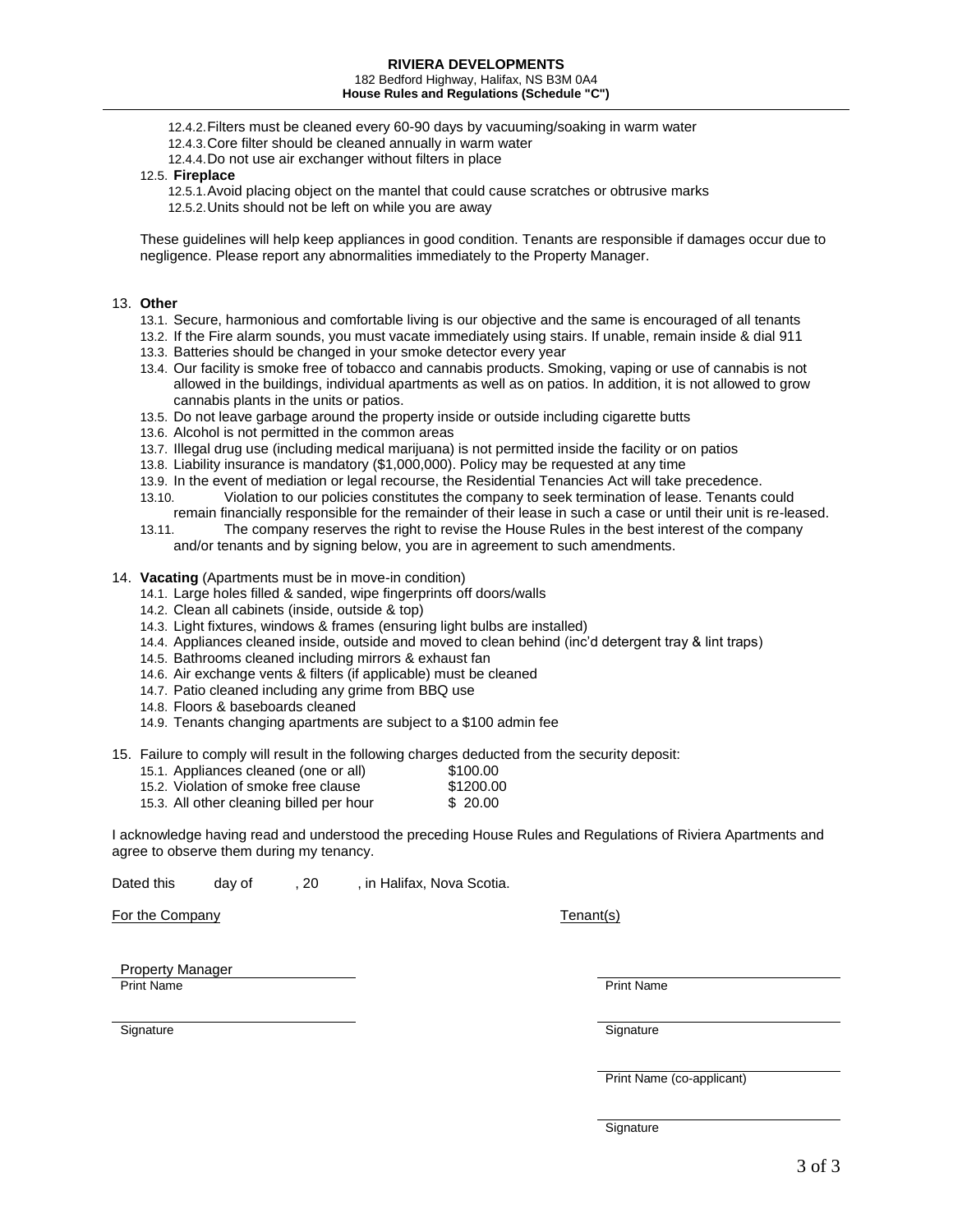12.4.2. Filters must be cleaned every 60-90 days by vacuuming/soaking in warm water

12.4.3. Core filter should be cleaned annually in warm water

12.4.4. Do not use air exchanger without filters in place

12.5. **Fireplace**

12.5.1. Avoid placing object on the mantel that could cause scratches or obtrusive marks

12.5.2. Units should not be left on while you are away

These guidelines will help keep appliances in good condition. Tenants are responsible if damages occur due to negligence. Please report any abnormalities immediately to the Property Manager.

13. **Other**

13.1. Secure, harmonious and comfortable living is our objective and the same is encouraged of all tenants

13.2. If the Fire alarm sounds, you must vacate immediately using stairs. If unable, remain inside & dial 911

13.3. Batteries should be changed in your smoke detector every year

13.4. Our facility is smoke free of tobacco and cannabis products. Smoking, vaping or use of cannabis is not allowed in the buildings, individual apartments as well as on patios. In addition, it is not allowed to grow cannabis plants in the units or patios.

13.5. Do not leave garbage around the property inside or outside including cigarette butts

13.6. Alcohol is not permitted in the common areas

13.7. Illegal drug use (including medical marijuana) is not permitted inside the facility or on patios

13.8. Liability insurance is mandatory ($1,000,000). Policy may be requested at any time

13.9. In the event of mediation or legal recourse, the Residential Tenancies Act will take precedence.

13.10. Violation to our policies constitutes the company to seek termination of lease. Tenants could remain financially responsible for the remainder of their lease in such a case or until their unit is re-leased.

13.11. The company reserves the right to revise the House Rules in the best interest of the company and/or tenants and by signing below, you are in agreement to such amendments.

14. **Vacating** (Apartments must be in move-in condition)

14.1. Large holes filled & sanded, wipe fingerprints off doors/walls

14.2. Clean all cabinets (inside, outside & top)

14.3. Light fixtures, windows & frames (ensuring light bulbs are installed)

14.4. Appliances cleaned inside, outside and moved to clean behind (inc'd detergent tray & lint traps)

14.5. Bathrooms cleaned including mirrors & exhaust fan

14.6. Air exchange vents & filters (if applicable) must be cleaned

14.7. Patio cleaned including any grime from BBQ use

14.8. Floors & baseboards cleaned

14.9. Tenants changing apartments are subject to a $100 admin fee

15. Failure to comply will result in the following charges deducted from the security deposit:

| | |
|---|---|
| 15.1. Appliances cleaned (one or all) | $100.00 |
| 15.2. Violation of smoke free clause | $1200.00 |
| 15.3. All other cleaning billed per hour | $ 20.00 |

I acknowledge having read and understood the preceding House Rules and Regulations of Riviera Apartments and agree to observe them during my tenancy.

Dated this day of , 20 , in Halifax, Nova Scotia.

For the Company

Property Manager
Print Name

Signature

Tenant(s)

Print Name

Signature

Print Name (co-applicant)

Signature